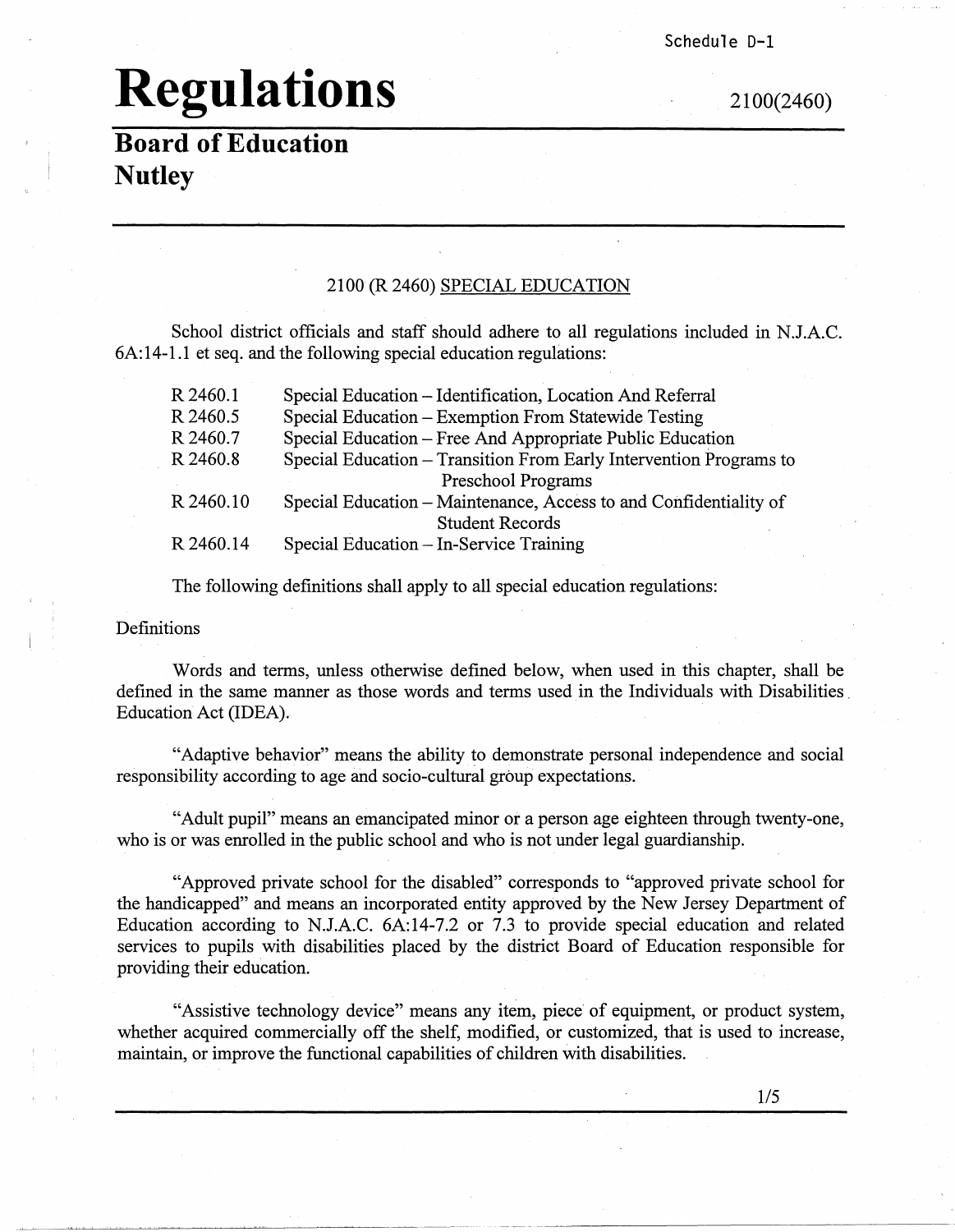Schedule D-1

# Regulations

2100(2460)

## Board of Education
## Nutley

### 2100 (R 2460) SPECIAL EDUCATION

School district officials and staff should adhere to all regulations included in N.J.A.C. 6A:14-1.1 et seq. and the following special education regulations:

| | |
|---|---|
| R 2460.1 | Special Education – Identification, Location And Referral |
| R 2460.5 | Special Education – Exemption From Statewide Testing |
| R 2460.7 | Special Education – Free And Appropriate Public Education |
| R 2460.8 | Special Education – Transition From Early Intervention Programs to Preschool Programs |
| R 2460.10 | Special Education – Maintenance, Access to and Confidentiality of Student Records |
| R 2460.14 | Special Education – In-Service Training |

The following definitions shall apply to all special education regulations:

Definitions

Words and terms, unless otherwise defined below, when used in this chapter, shall be defined in the same manner as those words and terms used in the Individuals with Disabilities Education Act (IDEA).

"Adaptive behavior" means the ability to demonstrate personal independence and social responsibility according to age and socio-cultural group expectations.

"Adult pupil" means an emancipated minor or a person age eighteen through twenty-one, who is or was enrolled in the public school and who is not under legal guardianship.

"Approved private school for the disabled" corresponds to "approved private school for the handicapped" and means an incorporated entity approved by the New Jersey Department of Education according to N.J.A.C. 6A:14-7.2 or 7.3 to provide special education and related services to pupils with disabilities placed by the district Board of Education responsible for providing their education.

"Assistive technology device" means any item, piece of equipment, or product system, whether acquired commercially off the shelf, modified, or customized, that is used to increase, maintain, or improve the functional capabilities of children with disabilities.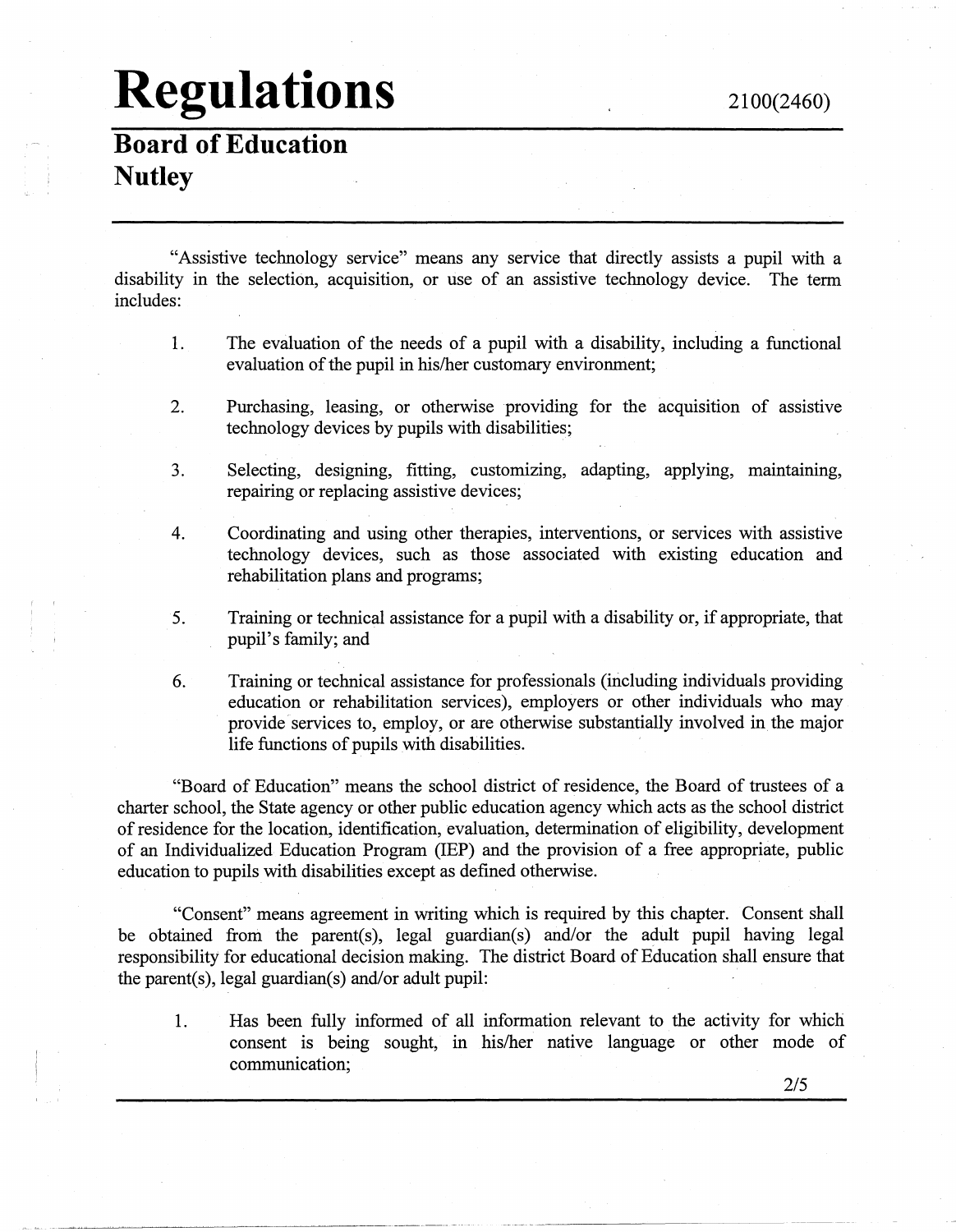"Assistive technology service" means any service that directly assists a pupil with a disability in the selection, acquisition, or use of an assistive technology device. The term includes:

1. The evaluation of the needs of a pupil with a disability, including a functional evaluation of the pupil in his/her customary environment;

2. Purchasing, leasing, or otherwise providing for the acquisition of assistive technology devices by pupils with disabilities;

3. Selecting, designing, fitting, customizing, adapting, applying, maintaining, repairing or replacing assistive devices;

4. Coordinating and using other therapies, interventions, or services with assistive technology devices, such as those associated with existing education and rehabilitation plans and programs;

5. Training or technical assistance for a pupil with a disability or, if appropriate, that pupil's family; and

6. Training or technical assistance for professionals (including individuals providing education or rehabilitation services), employers or other individuals who may provide services to, employ, or are otherwise substantially involved in the major life functions of pupils with disabilities.

"Board of Education" means the school district of residence, the Board of trustees of a charter school, the State agency or other public education agency which acts as the school district of residence for the location, identification, evaluation, determination of eligibility, development of an Individualized Education Program (IEP) and the provision of a free appropriate, public education to pupils with disabilities except as defined otherwise.

"Consent" means agreement in writing which is required by this chapter. Consent shall be obtained from the parent(s), legal guardian(s) and/or the adult pupil having legal responsibility for educational decision making. The district Board of Education shall ensure that the parent(s), legal guardian(s) and/or adult pupil:

1. Has been fully informed of all information relevant to the activity for which consent is being sought, in his/her native language or other mode of communication;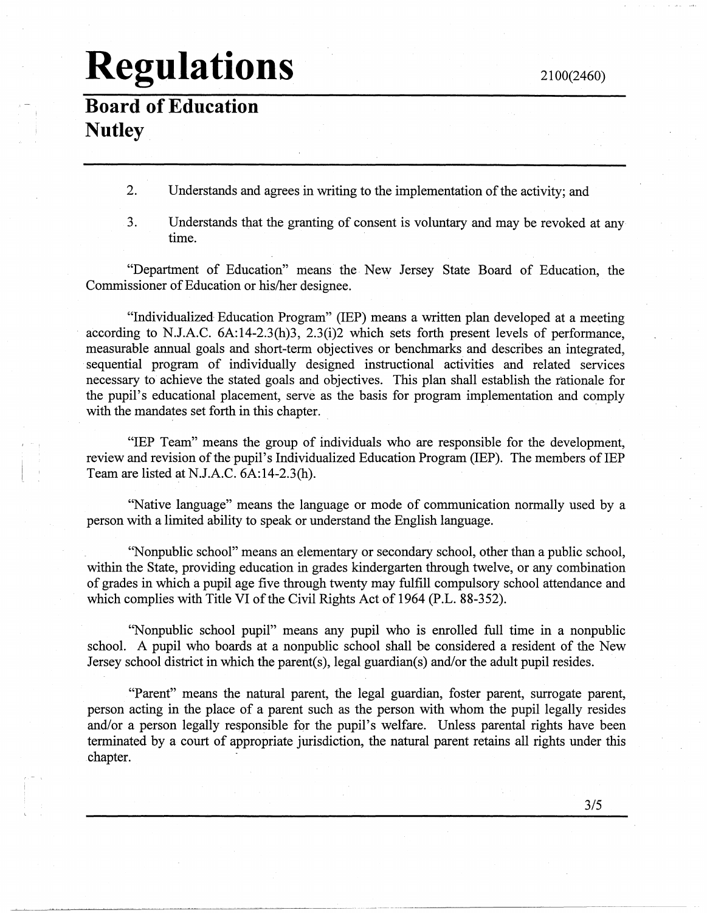2. Understands and agrees in writing to the implementation of the activity; and

3. Understands that the granting of consent is voluntary and may be revoked at any time.

"Department of Education" means the New Jersey State Board of Education, the Commissioner of Education or his/her designee.

"Individualized Education Program" (IEP) means a written plan developed at a meeting according to N.J.A.C. 6A:14-2.3(h)3, 2.3(i)2 which sets forth present levels of performance, measurable annual goals and short-term objectives or benchmarks and describes an integrated, sequential program of individually designed instructional activities and related services necessary to achieve the stated goals and objectives. This plan shall establish the rationale for the pupil's educational placement, serve as the basis for program implementation and comply with the mandates set forth in this chapter.

"IEP Team" means the group of individuals who are responsible for the development, review and revision of the pupil's Individualized Education Program (IEP). The members of IEP Team are listed at N.J.A.C. 6A:14-2.3(h).

"Native language" means the language or mode of communication normally used by a person with a limited ability to speak or understand the English language.

"Nonpublic school" means an elementary or secondary school, other than a public school, within the State, providing education in grades kindergarten through twelve, or any combination of grades in which a pupil age five through twenty may fulfill compulsory school attendance and which complies with Title VI of the Civil Rights Act of 1964 (P.L. 88-352).

"Nonpublic school pupil" means any pupil who is enrolled full time in a nonpublic school. A pupil who boards at a nonpublic school shall be considered a resident of the New Jersey school district in which the parent(s), legal guardian(s) and/or the adult pupil resides.

"Parent" means the natural parent, the legal guardian, foster parent, surrogate parent, person acting in the place of a parent such as the person with whom the pupil legally resides and/or a person legally responsible for the pupil's welfare. Unless parental rights have been terminated by a court of appropriate jurisdiction, the natural parent retains all rights under this chapter.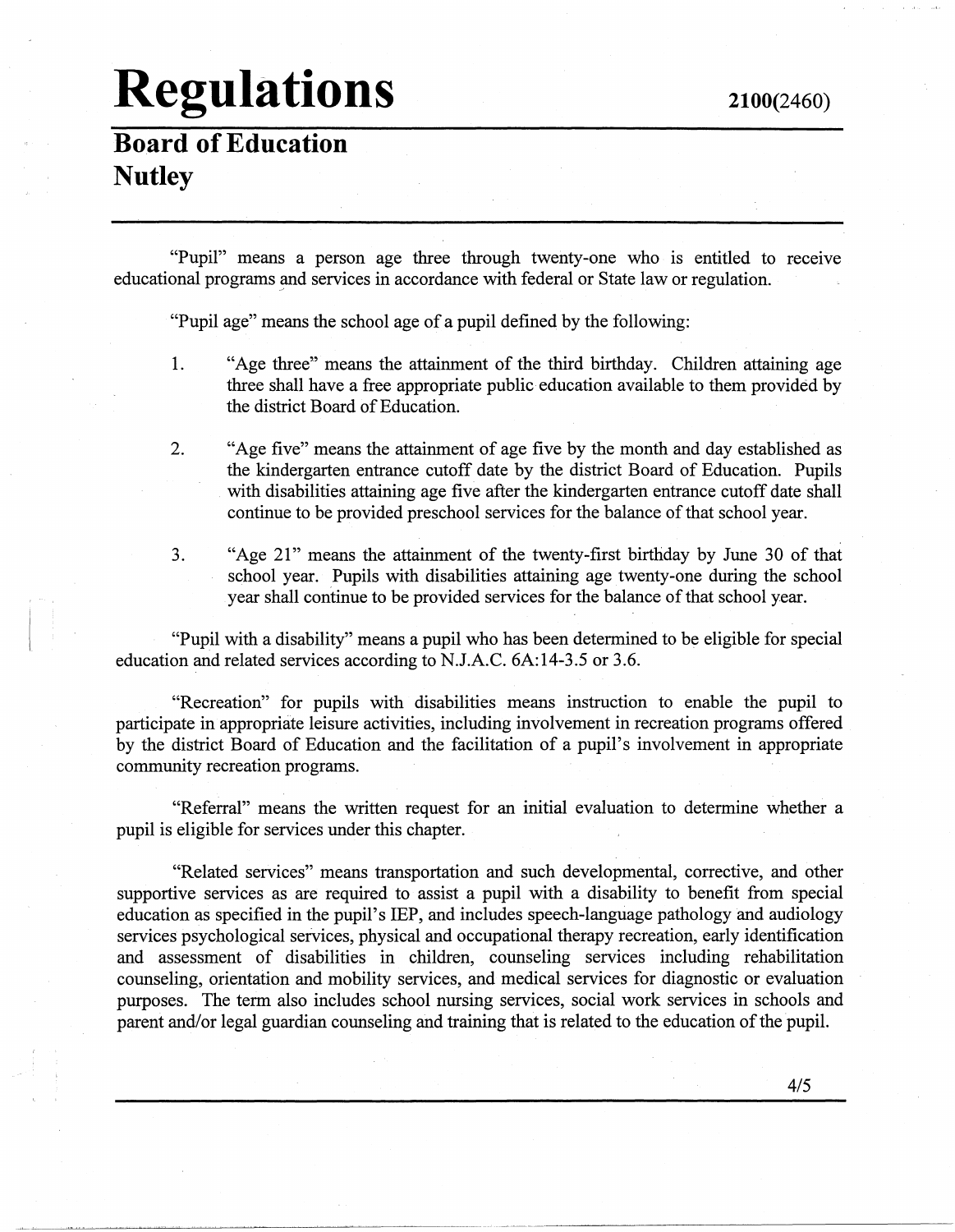"Pupil" means a person age three through twenty-one who is entitled to receive educational programs and services in accordance with federal or State law or regulation.

"Pupil age" means the school age of a pupil defined by the following:

1. "Age three" means the attainment of the third birthday. Children attaining age three shall have a free appropriate public education available to them provided by the district Board of Education.

2. "Age five" means the attainment of age five by the month and day established as the kindergarten entrance cutoff date by the district Board of Education. Pupils with disabilities attaining age five after the kindergarten entrance cutoff date shall continue to be provided preschool services for the balance of that school year.

3. "Age 21" means the attainment of the twenty-first birthday by June 30 of that school year. Pupils with disabilities attaining age twenty-one during the school year shall continue to be provided services for the balance of that school year.

"Pupil with a disability" means a pupil who has been determined to be eligible for special education and related services according to N.J.A.C. 6A:14-3.5 or 3.6.

"Recreation" for pupils with disabilities means instruction to enable the pupil to participate in appropriate leisure activities, including involvement in recreation programs offered by the district Board of Education and the facilitation of a pupil's involvement in appropriate community recreation programs.

"Referral" means the written request for an initial evaluation to determine whether a pupil is eligible for services under this chapter.

"Related services" means transportation and such developmental, corrective, and other supportive services as are required to assist a pupil with a disability to benefit from special education as specified in the pupil's IEP, and includes speech-language pathology and audiology services psychological services, physical and occupational therapy recreation, early identification and assessment of disabilities in children, counseling services including rehabilitation counseling, orientation and mobility services, and medical services for diagnostic or evaluation purposes. The term also includes school nursing services, social work services in schools and parent and/or legal guardian counseling and training that is related to the education of the pupil.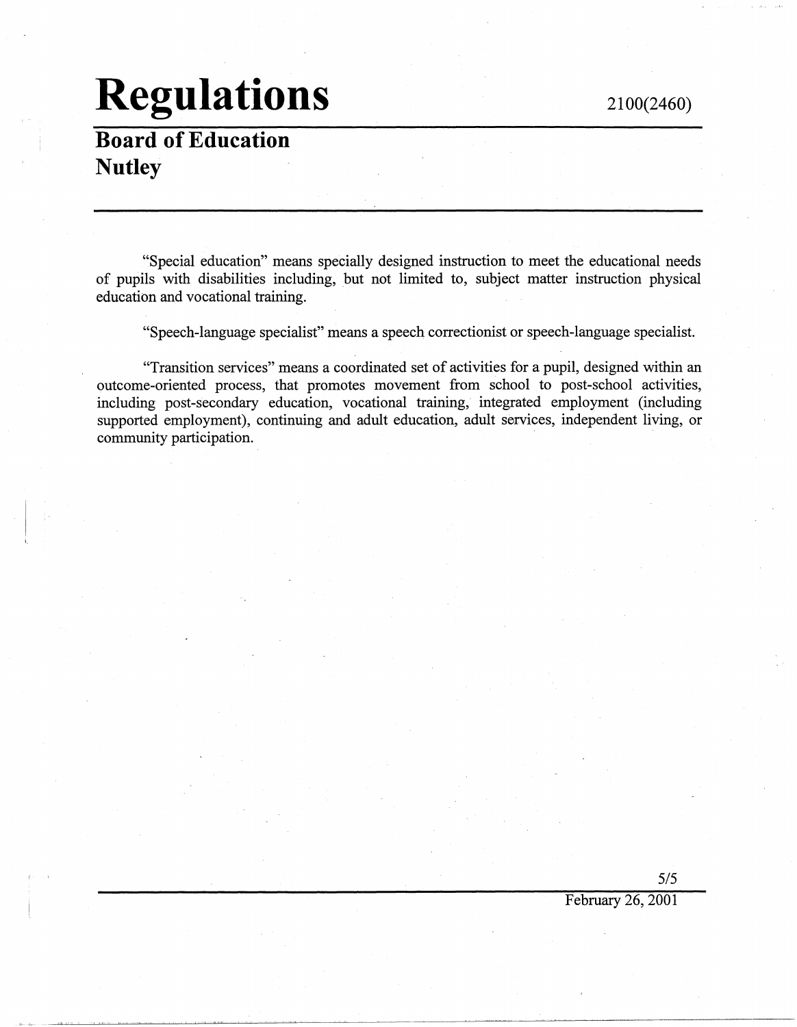"Special education" means specially designed instruction to meet the educational needs of pupils with disabilities including, but not limited to, subject matter instruction physical education and vocational training.

"Speech-language specialist" means a speech correctionist or speech-language specialist.

"Transition services" means a coordinated set of activities for a pupil, designed within an outcome-oriented process, that promotes movement from school to post-school activities, including post-secondary education, vocational training, integrated employment (including supported employment), continuing and adult education, adult services, independent living, or community participation.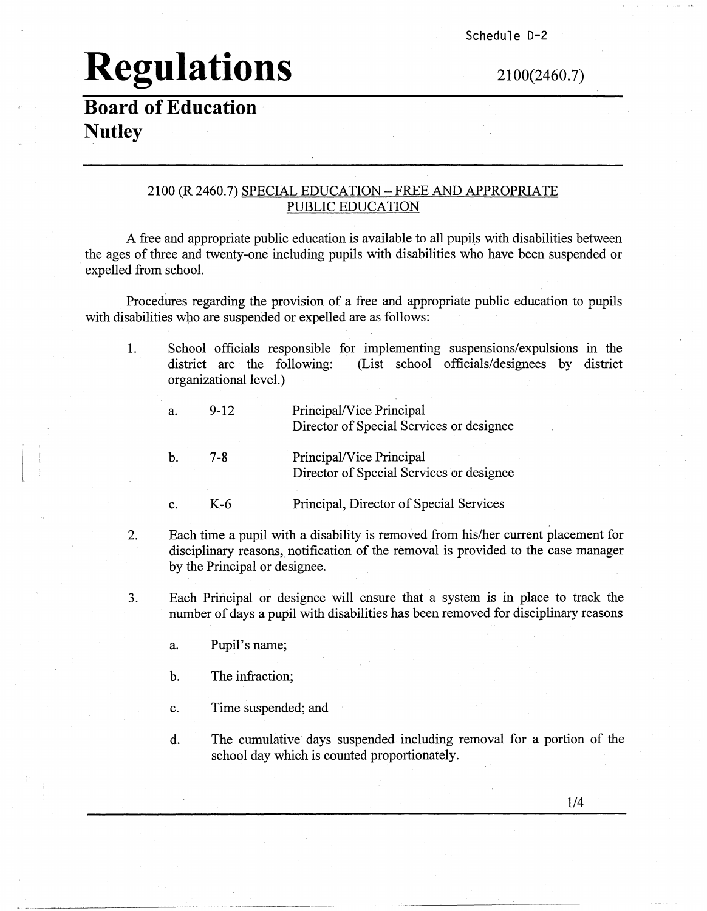Schedule D-2

# Regulations

2100(2460.7)

## Board of Education
## Nutley

### 2100 (R 2460.7) SPECIAL EDUCATION – FREE AND APPROPRIATE PUBLIC EDUCATION

A free and appropriate public education is available to all pupils with disabilities between the ages of three and twenty-one including pupils with disabilities who have been suspended or expelled from school.

Procedures regarding the provision of a free and appropriate public education to pupils with disabilities who are suspended or expelled are as follows:

1. School officials responsible for implementing suspensions/expulsions in the district are the following: (List school officials/designees by district organizational level.)

   a. 9-12 — Principal/Vice Principal
   Director of Special Services or designee

   b. 7-8 — Principal/Vice Principal
   Director of Special Services or designee

   c. K-6 — Principal, Director of Special Services

2. Each time a pupil with a disability is removed from his/her current placement for disciplinary reasons, notification of the removal is provided to the case manager by the Principal or designee.

3. Each Principal or designee will ensure that a system is in place to track the number of days a pupil with disabilities has been removed for disciplinary reasons

   a. Pupil's name;

   b. The infraction;

   c. Time suspended; and

   d. The cumulative days suspended including removal for a portion of the school day which is counted proportionately.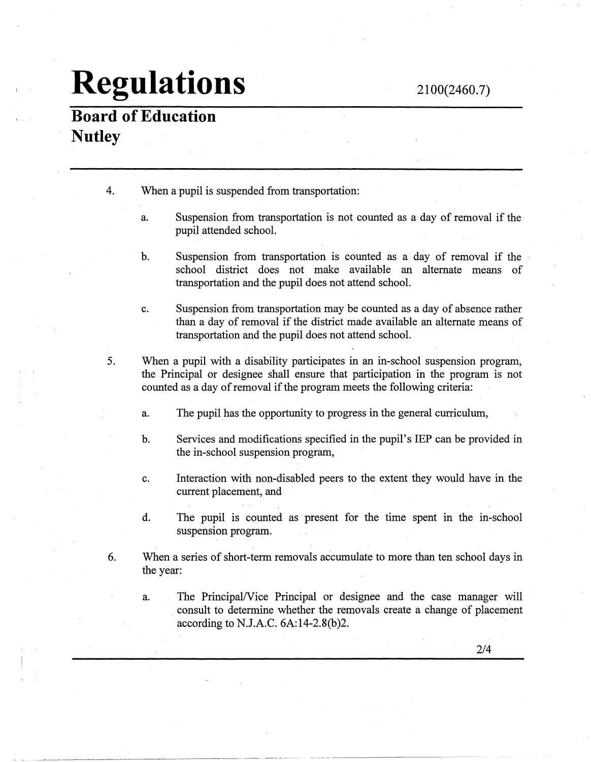4. When a pupil is suspended from transportation:

    a. Suspension from transportation is not counted as a day of removal if the pupil attended school.

    b. Suspension from transportation is counted as a day of removal if the school district does not make available an alternate means of transportation and the pupil does not attend school.

    c. Suspension from transportation may be counted as a day of absence rather than a day of removal if the district made available an alternate means of transportation and the pupil does not attend school.

5. When a pupil with a disability participates in an in-school suspension program, the Principal or designee shall ensure that participation in the program is not counted as a day of removal if the program meets the following criteria:

    a. The pupil has the opportunity to progress in the general curriculum,

    b. Services and modifications specified in the pupil's IEP can be provided in the in-school suspension program,

    c. Interaction with non-disabled peers to the extent they would have in the current placement, and

    d. The pupil is counted as present for the time spent in the in-school suspension program.

6. When a series of short-term removals accumulate to more than ten school days in the year:

    a. The Principal/Vice Principal or designee and the case manager will consult to determine whether the removals create a change of placement according to N.J.A.C. 6A:14-2.8(b)2.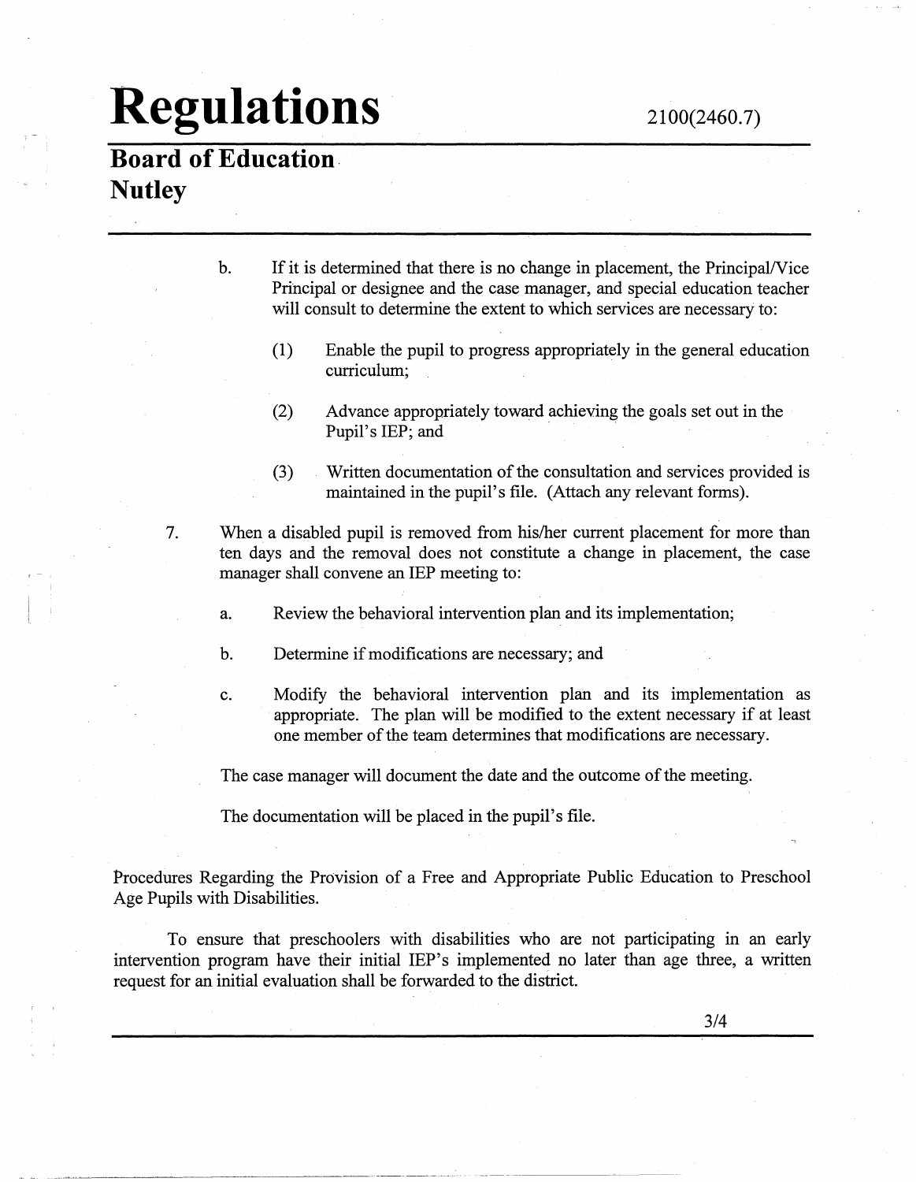b. If it is determined that there is no change in placement, the Principal/Vice Principal or designee and the case manager, and special education teacher will consult to determine the extent to which services are necessary to:

   (1) Enable the pupil to progress appropriately in the general education curriculum;

   (2) Advance appropriately toward achieving the goals set out in the Pupil's IEP; and

   (3) Written documentation of the consultation and services provided is maintained in the pupil's file. (Attach any relevant forms).

7. When a disabled pupil is removed from his/her current placement for more than ten days and the removal does not constitute a change in placement, the case manager shall convene an IEP meeting to:

   a. Review the behavioral intervention plan and its implementation;

   b. Determine if modifications are necessary; and

   c. Modify the behavioral intervention plan and its implementation as appropriate. The plan will be modified to the extent necessary if at least one member of the team determines that modifications are necessary.

   The case manager will document the date and the outcome of the meeting.

   The documentation will be placed in the pupil's file.

Procedures Regarding the Provision of a Free and Appropriate Public Education to Preschool Age Pupils with Disabilities.

To ensure that preschoolers with disabilities who are not participating in an early intervention program have their initial IEP's implemented no later than age three, a written request for an initial evaluation shall be forwarded to the district.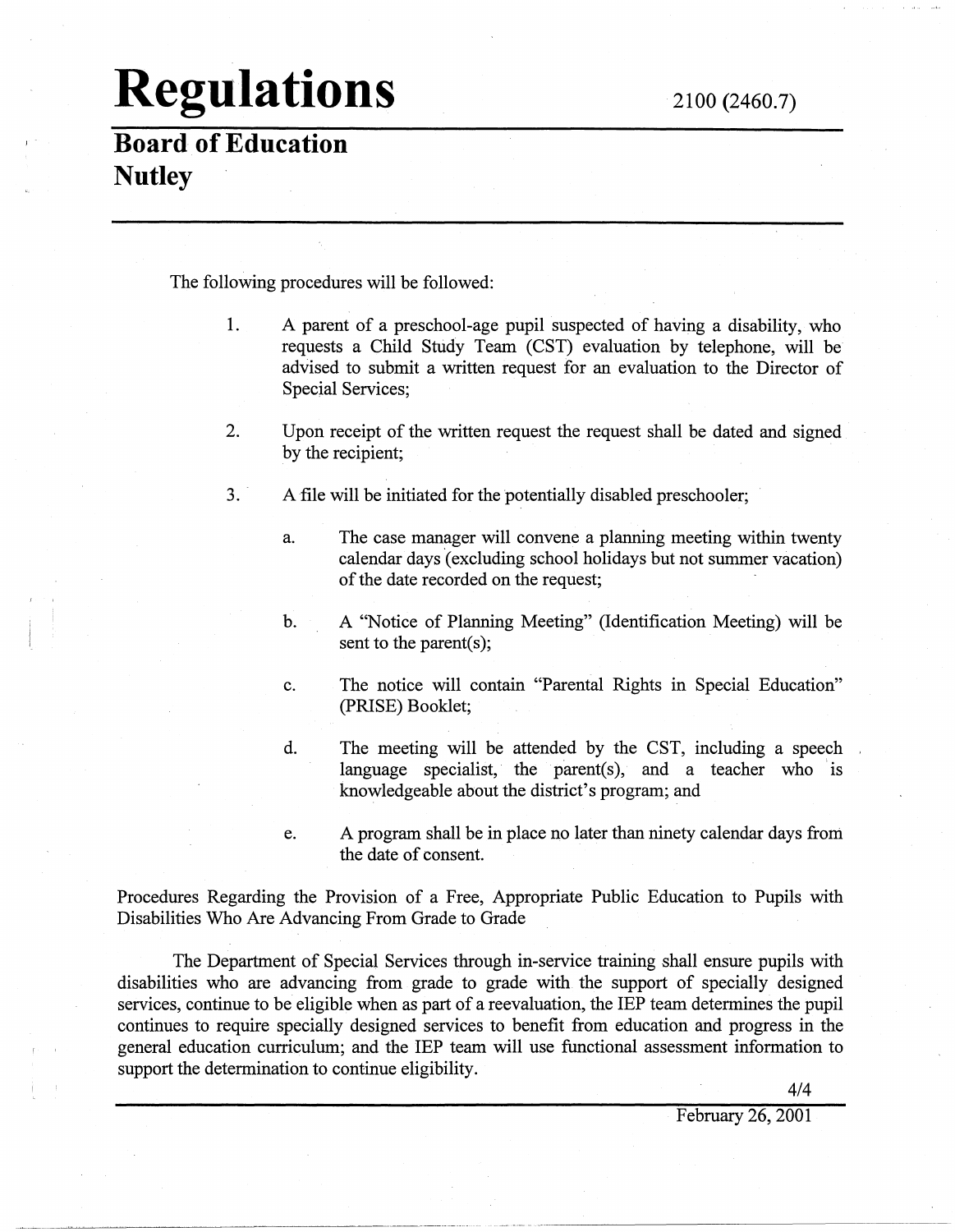The following procedures will be followed:

1. A parent of a preschool-age pupil suspected of having a disability, who requests a Child Study Team (CST) evaluation by telephone, will be advised to submit a written request for an evaluation to the Director of Special Services;

2. Upon receipt of the written request the request shall be dated and signed by the recipient;

3. A file will be initiated for the potentially disabled preschooler;

   a. The case manager will convene a planning meeting within twenty calendar days (excluding school holidays but not summer vacation) of the date recorded on the request;

   b. A "Notice of Planning Meeting" (Identification Meeting) will be sent to the parent(s);

   c. The notice will contain "Parental Rights in Special Education" (PRISE) Booklet;

   d. The meeting will be attended by the CST, including a speech language specialist, the parent(s), and a teacher who is knowledgeable about the district's program; and

   e. A program shall be in place no later than ninety calendar days from the date of consent.

Procedures Regarding the Provision of a Free, Appropriate Public Education to Pupils with Disabilities Who Are Advancing From Grade to Grade

The Department of Special Services through in-service training shall ensure pupils with disabilities who are advancing from grade to grade with the support of specially designed services, continue to be eligible when as part of a reevaluation, the IEP team determines the pupil continues to require specially designed services to benefit from education and progress in the general education curriculum; and the IEP team will use functional assessment information to support the determination to continue eligibility.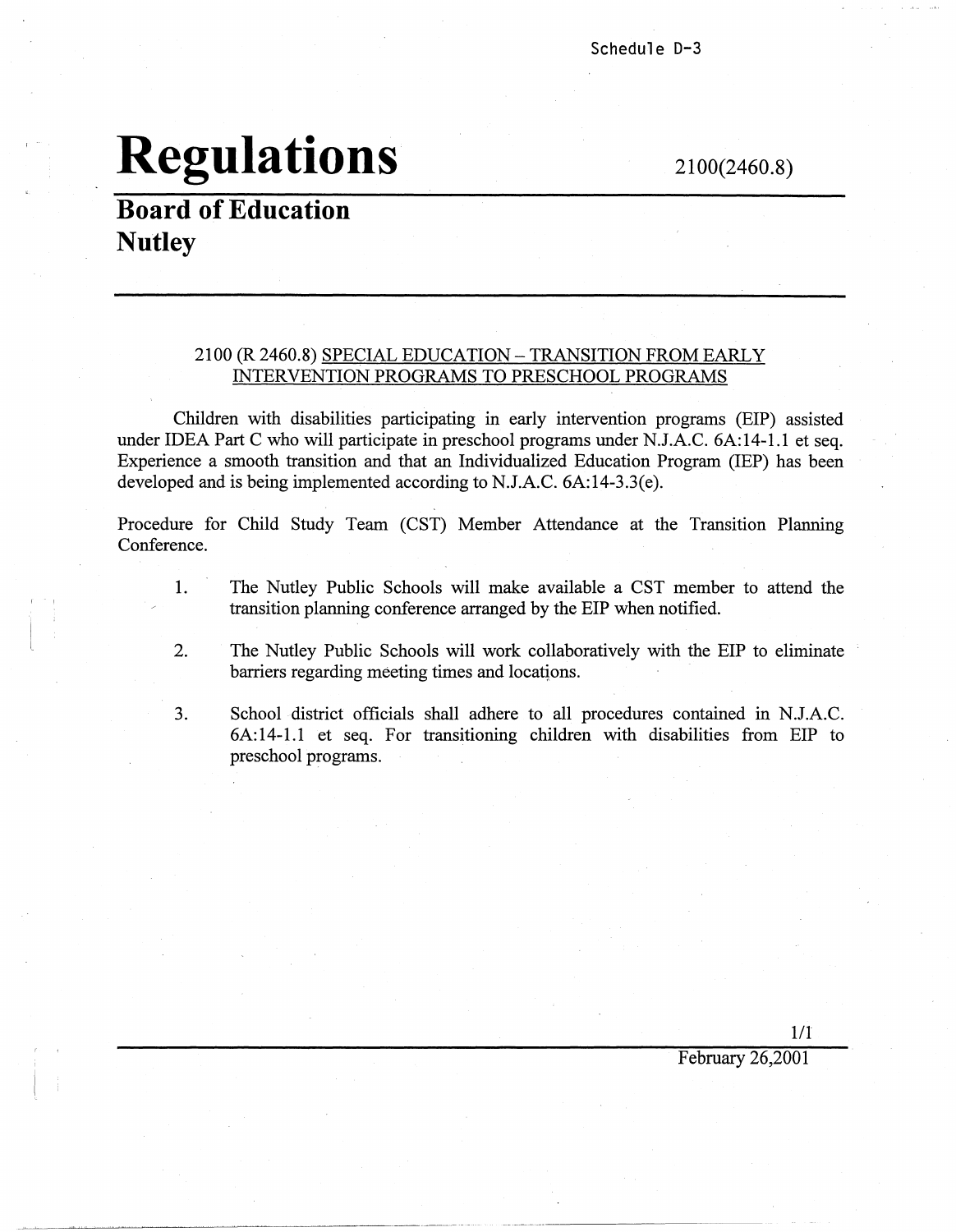Schedule D-3

# Regulations

2100(2460.8)

## Board of Education
## Nutley

---

2100 (R 2460.8) SPECIAL EDUCATION – TRANSITION FROM EARLY INTERVENTION PROGRAMS TO PRESCHOOL PROGRAMS

Children with disabilities participating in early intervention programs (EIP) assisted under IDEA Part C who will participate in preschool programs under N.J.A.C. 6A:14-1.1 et seq. Experience a smooth transition and that an Individualized Education Program (IEP) has been developed and is being implemented according to N.J.A.C. 6A:14-3.3(e).

Procedure for Child Study Team (CST) Member Attendance at the Transition Planning Conference.

1. The Nutley Public Schools will make available a CST member to attend the transition planning conference arranged by the EIP when notified.

2. The Nutley Public Schools will work collaboratively with the EIP to eliminate barriers regarding meeting times and locations.

3. School district officials shall adhere to all procedures contained in N.J.A.C. 6A:14-1.1 et seq. For transitioning children with disabilities from EIP to preschool programs.

February 26,2001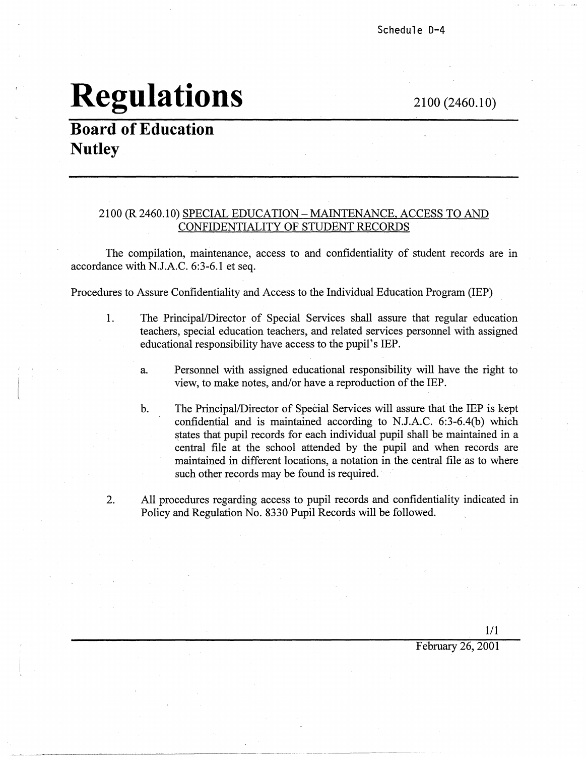Schedule D-4

# Regulations

2100 (2460.10)

## Board of Education
## Nutley

2100 (R 2460.10) SPECIAL EDUCATION – MAINTENANCE, ACCESS TO AND CONFIDENTIALITY OF STUDENT RECORDS

The compilation, maintenance, access to and confidentiality of student records are in accordance with N.J.A.C. 6:3-6.1 et seq.

Procedures to Assure Confidentiality and Access to the Individual Education Program (IEP)

1. The Principal/Director of Special Services shall assure that regular education teachers, special education teachers, and related services personnel with assigned educational responsibility have access to the pupil's IEP.

   a. Personnel with assigned educational responsibility will have the right to view, to make notes, and/or have a reproduction of the IEP.

   b. The Principal/Director of Special Services will assure that the IEP is kept confidential and is maintained according to N.J.A.C. 6:3-6.4(b) which states that pupil records for each individual pupil shall be maintained in a central file at the school attended by the pupil and when records are maintained in different locations, a notation in the central file as to where such other records may be found is required.

2. All procedures regarding access to pupil records and confidentiality indicated in Policy and Regulation No. 8330 Pupil Records will be followed.

February 26, 2001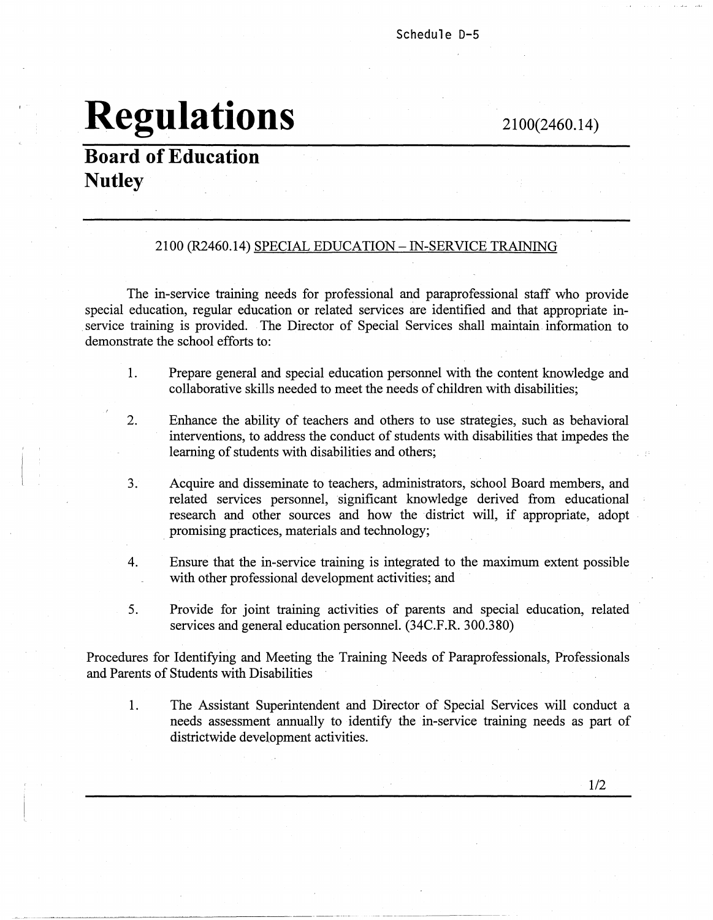Schedule D-5

# Regulations

2100(2460.14)

## Board of Education
## Nutley

2100 (R2460.14) SPECIAL EDUCATION – IN-SERVICE TRAINING

The in-service training needs for professional and paraprofessional staff who provide special education, regular education or related services are identified and that appropriate in-service training is provided. The Director of Special Services shall maintain information to demonstrate the school efforts to:

1. Prepare general and special education personnel with the content knowledge and collaborative skills needed to meet the needs of children with disabilities;

2. Enhance the ability of teachers and others to use strategies, such as behavioral interventions, to address the conduct of students with disabilities that impedes the learning of students with disabilities and others;

3. Acquire and disseminate to teachers, administrators, school Board members, and related services personnel, significant knowledge derived from educational research and other sources and how the district will, if appropriate, adopt promising practices, materials and technology;

4. Ensure that the in-service training is integrated to the maximum extent possible with other professional development activities; and

5. Provide for joint training activities of parents and special education, related services and general education personnel. (34C.F.R. 300.380)

Procedures for Identifying and Meeting the Training Needs of Paraprofessionals, Professionals and Parents of Students with Disabilities

1. The Assistant Superintendent and Director of Special Services will conduct a needs assessment annually to identify the in-service training needs as part of districtwide development activities.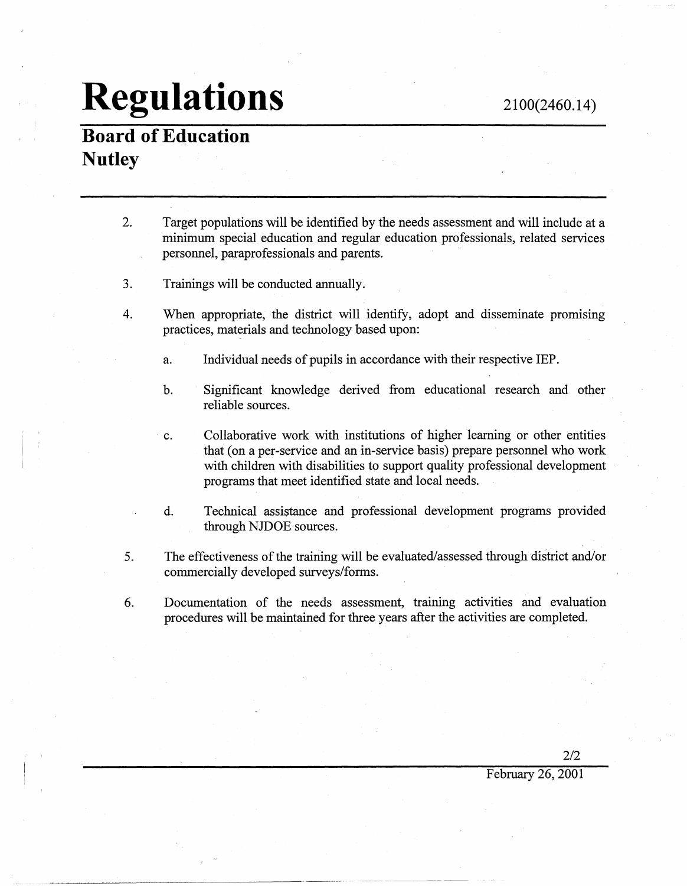2. Target populations will be identified by the needs assessment and will include at a minimum special education and regular education professionals, related services personnel, paraprofessionals and parents.

3. Trainings will be conducted annually.

4. When appropriate, the district will identify, adopt and disseminate promising practices, materials and technology based upon:

   a. Individual needs of pupils in accordance with their respective IEP.

   b. Significant knowledge derived from educational research and other reliable sources.

   c. Collaborative work with institutions of higher learning or other entities that (on a per-service and an in-service basis) prepare personnel who work with children with disabilities to support quality professional development programs that meet identified state and local needs.

   d. Technical assistance and professional development programs provided through NJDOE sources.

5. The effectiveness of the training will be evaluated/assessed through district and/or commercially developed surveys/forms.

6. Documentation of the needs assessment, training activities and evaluation procedures will be maintained for three years after the activities are completed.

February 26, 2001